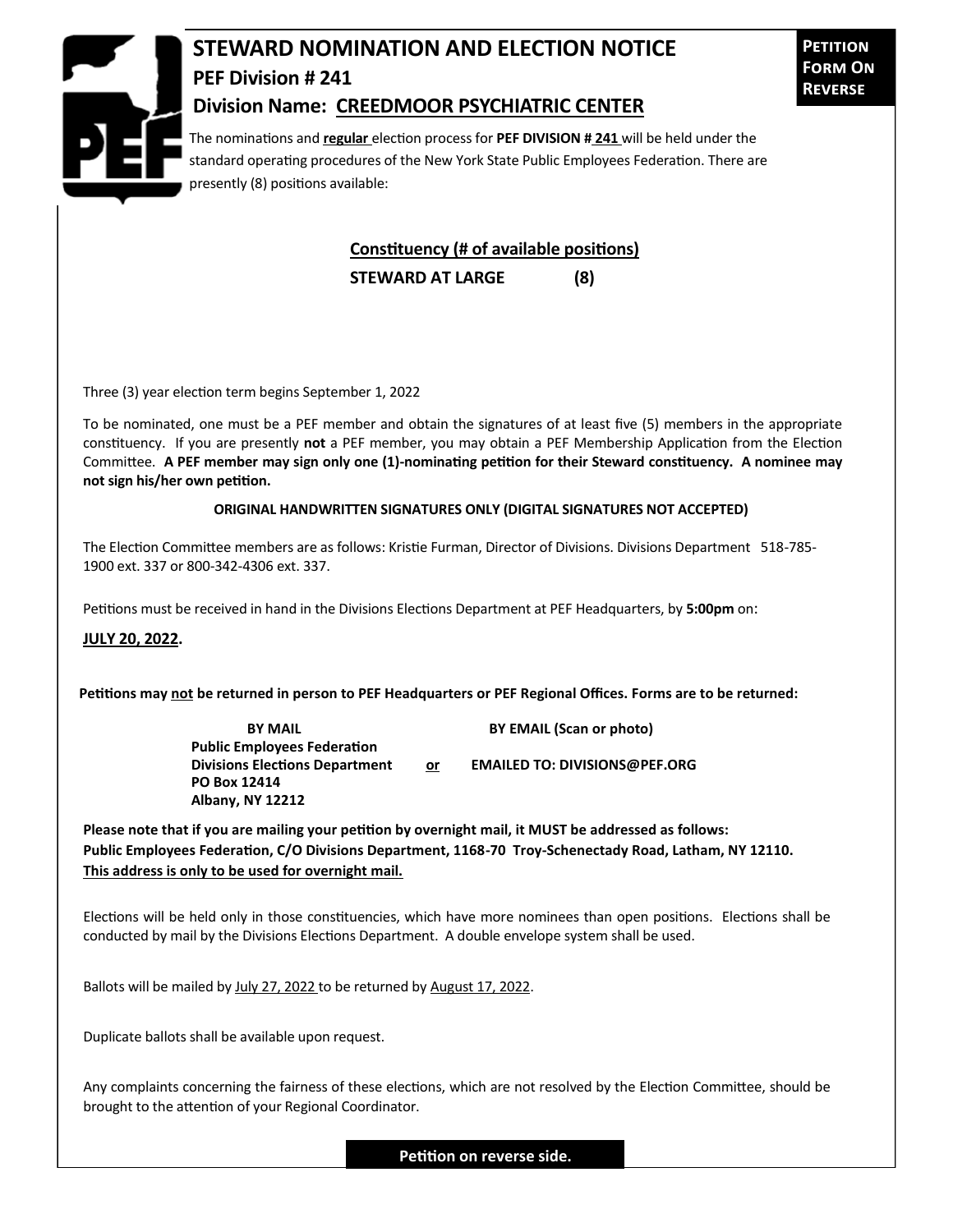# STEWARD NOMINATION AND ELECTION NOTICE

**PETITION FORM ON REVERSE**

## PEF Division # 241

## Division Name: CREEDMOOR PSYCHIATRIC CENTER

The nominations and **regular** election process for **PEF DIVISION # 241** will be held under the standard operating procedures of the New York State Public Employees Federation. There are presently (8) positions available:

**Constituency (# of available positions)**

**STEWARD AT LARGE (8)**

Three (3) year election term begins September 1, 2022

To be nominated, one must be a PEF member and obtain the signatures of at least five (5) members in the appropriate constituency. If you are presently **not** a PEF member, you may obtain a PEF Membership Application from the Election Committee. **A PEF member may sign only one (1)-nominating petition for their Steward constituency. A nominee may not sign his/her own petition.**

**ORIGINAL HANDWRITTEN SIGNATURES ONLY (DIGITAL SIGNATURES NOT ACCEPTED)**

The Election Committee members are as follows: Kristie Furman, Director of Divisions. Divisions Department 518-785-1900 ext. 337 or 800-342-4306 ext. 337.

Petitions must be received in hand in the Divisions Elections Department at PEF Headquarters, by **5:00pm** on:

**JULY 20, 2022.**

**Petitions may not be returned in person to PEF Headquarters or PEF Regional Offices. Forms are to be returned:**

**BY MAIL**
**Public Employees Federation**
**Divisions Elections Department**
**PO Box 12414**
**Albany, NY 12212**

**or**

**BY EMAIL (Scan or photo)**
**EMAILED TO: DIVISIONS@PEF.ORG**

**Please note that if you are mailing your petition by overnight mail, it MUST be addressed as follows: Public Employees Federation, C/O Divisions Department, 1168-70 Troy-Schenectady Road, Latham, NY 12110. This address is only to be used for overnight mail.**

Elections will be held only in those constituencies, which have more nominees than open positions. Elections shall be conducted by mail by the Divisions Elections Department. A double envelope system shall be used.

Ballots will be mailed by July 27, 2022 to be returned by August 17, 2022.

Duplicate ballots shall be available upon request.

Any complaints concerning the fairness of these elections, which are not resolved by the Election Committee, should be brought to the attention of your Regional Coordinator.

**Petition on reverse side.**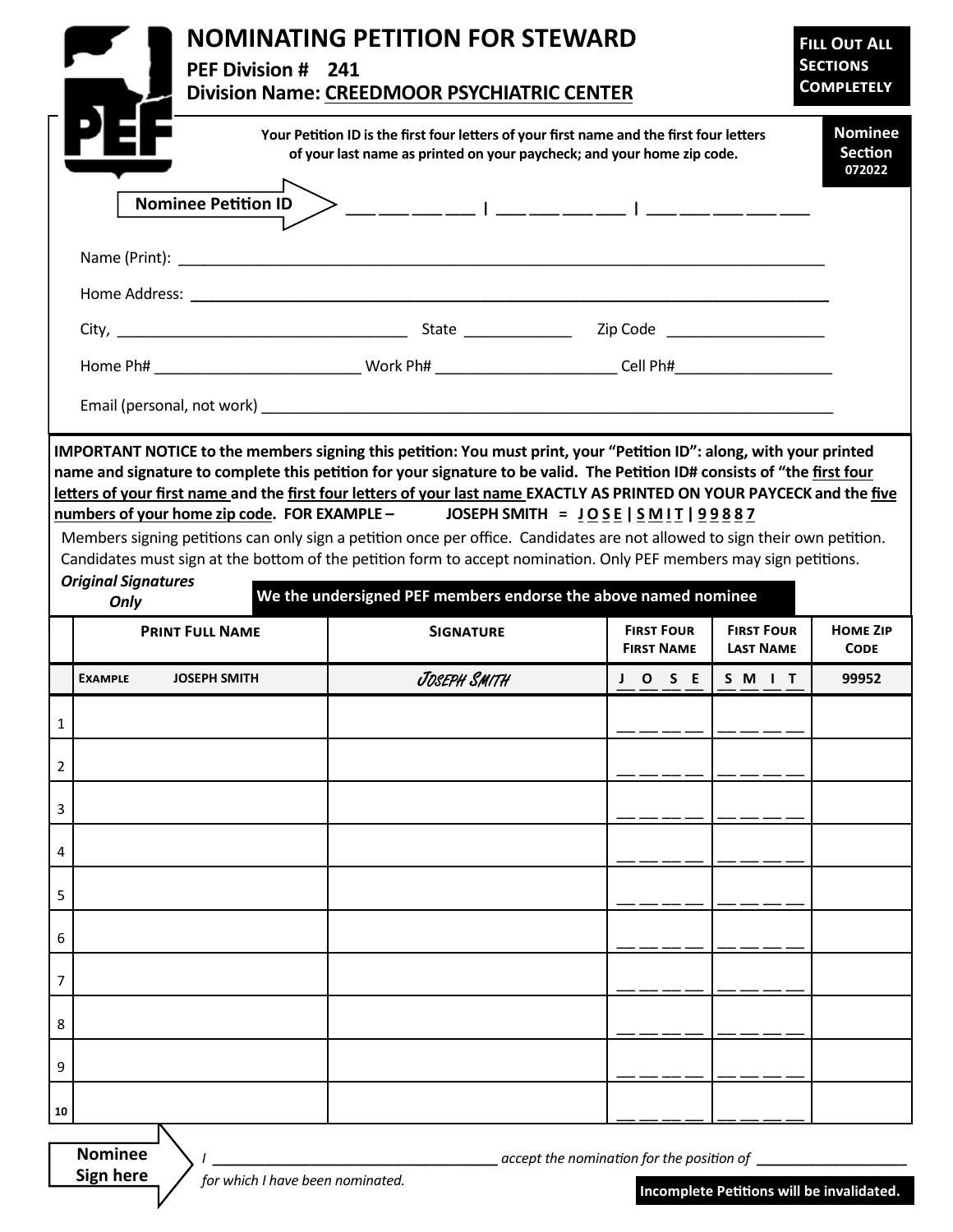# NOMINATING PETITION FOR STEWARD

**PEF Division # 241**
**Division Name: CREEDMOOR PSYCHIATRIC CENTER**

**FILL OUT ALL SECTIONS COMPLETELY**

**Nominee Section**
**072022**

**Your Petition ID is the first four letters of your first name and the first four letters of your last name as printed on your paycheck; and your home zip code.**

**Nominee Petition ID** ___ ___ ___ ___ | ___ ___ ___ ___ | ___ ___ ___ ___ ___

Name (Print): ______________________________________________

Home Address: ______________________________________________

City, ______________________ State ____________ Zip Code ________________

Home Ph# ____________________ Work Ph# ____________________ Cell Ph#____________________

Email (personal, not work) ______________________________________________

**IMPORTANT NOTICE to the members signing this petition: You must print, your "Petition ID": along, with your printed name and signature to complete this petition for your signature to be valid. The Petition ID# consists of "the first four letters of your first name and the first four letters of your last name EXACTLY AS PRINTED ON YOUR PAYCECK and the five numbers of your home zip code. FOR EXAMPLE – JOSEPH SMITH = J O S E | S M I T | 9 9 8 8 7**

Members signing petitions can only sign a petition once per office. Candidates are not allowed to sign their own petition. Candidates must sign at the bottom of the petition form to accept nomination. Only PEF members may sign petitions.

***Original Signatures Only***

**We the undersigned PEF members endorse the above named nominee**

| | Print Full Name | Signature | First Four First Name | First Four Last Name | Home Zip Code |
|---|---|---|---|---|---|
| | EXAMPLE JOSEPH SMITH | *Joseph Smith* | J O S E | S M I T | 99952 |
| 1 | | | __ __ __ __ | __ __ __ __ | |
| 2 | | | __ __ __ __ | __ __ __ __ | |
| 3 | | | __ __ __ __ | __ __ __ __ | |
| 4 | | | __ __ __ __ | __ __ __ __ | |
| 5 | | | __ __ __ __ | __ __ __ __ | |
| 6 | | | __ __ __ __ | __ __ __ __ | |
| 7 | | | __ __ __ __ | __ __ __ __ | |
| 8 | | | __ __ __ __ | __ __ __ __ | |
| 9 | | | __ __ __ __ | __ __ __ __ | |
| 10 | | | __ __ __ __ | __ __ __ __ | |

**Nominee Sign here**

*I ______________________________ accept the nomination for the position of ________________ for which I have been nominated.*

**Incomplete Petitions will be invalidated.**